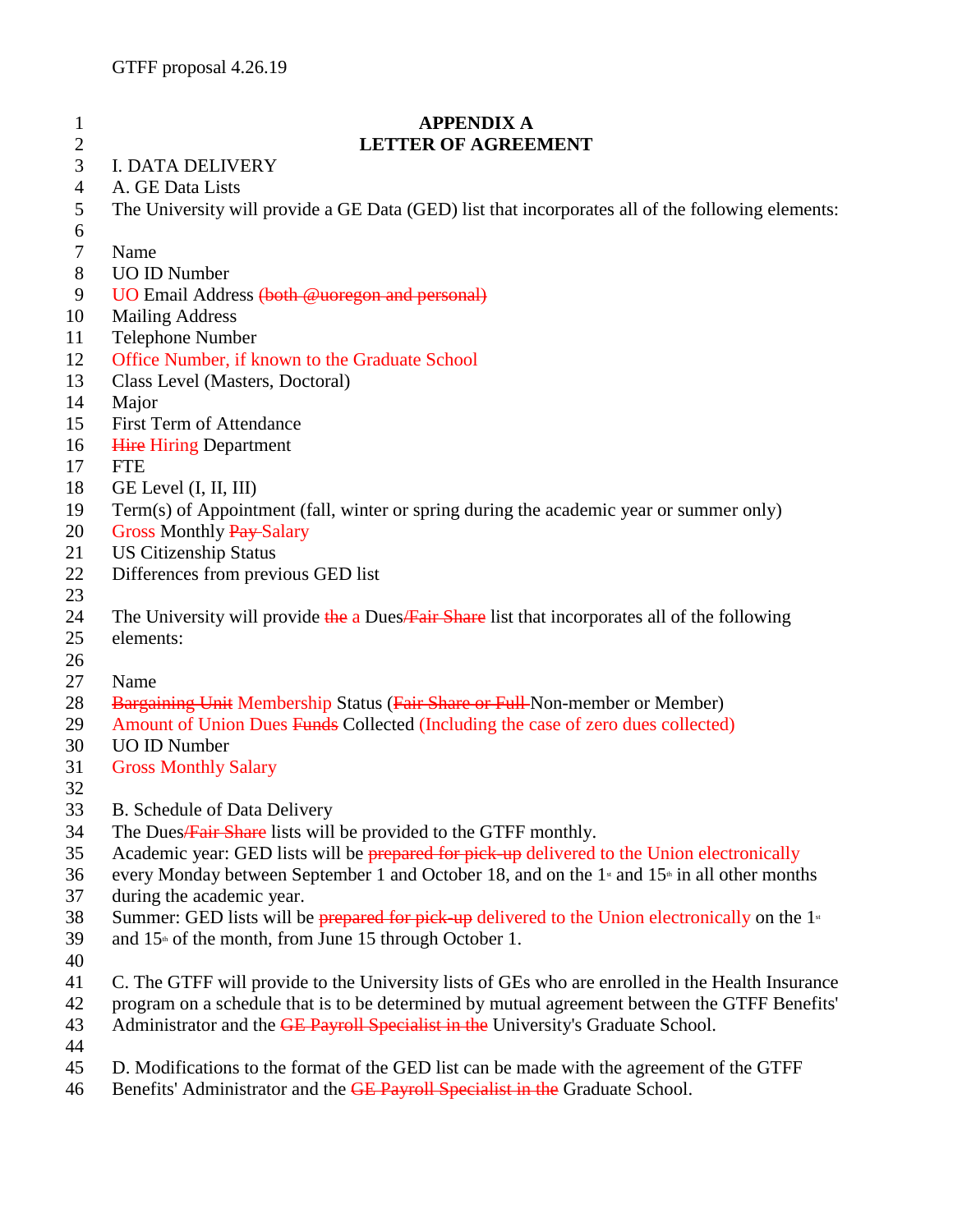GTFF proposal 4.26.19

# APPENDIX A
# LETTER OF AGREEMENT

I. DATA DELIVERY

A. GE Data Lists

The University will provide a GE Data (GED) list that incorporates all of the following elements:

Name
UO ID Number
UO Email Address ~~(both @uoregon and personal)~~
Mailing Address
Telephone Number
Office Number, if known to the Graduate School
Class Level (Masters, Doctoral)
Major
First Term of Attendance
~~Hire~~ Hiring Department
FTE
GE Level (I, II, III)
Term(s) of Appointment (fall, winter or spring during the academic year or summer only)
Gross Monthly ~~Pay~~ Salary
US Citizenship Status
Differences from previous GED list

The University will provide ~~the~~ a Dues~~/Fair Share~~ list that incorporates all of the following elements:

Name
~~Bargaining Unit~~ Membership Status (~~Fair Share or Full~~ Non-member or Member)
Amount of Union Dues ~~Funds~~ Collected (Including the case of zero dues collected)
UO ID Number
Gross Monthly Salary

B. Schedule of Data Delivery

The Dues~~/Fair Share~~ lists will be provided to the GTFF monthly.
Academic year: GED lists will be ~~prepared for pick-up~~ delivered to the Union electronically every Monday between September 1 and October 18, and on the 1st and 15th in all other months during the academic year.
Summer: GED lists will be ~~prepared for pick-up~~ delivered to the Union electronically on the 1st and 15th of the month, from June 15 through October 1.

C. The GTFF will provide to the University lists of GEs who are enrolled in the Health Insurance program on a schedule that is to be determined by mutual agreement between the GTFF Benefits' Administrator and the ~~GE Payroll Specialist in the~~ University's Graduate School.

D. Modifications to the format of the GED list can be made with the agreement of the GTFF Benefits' Administrator and the ~~GE Payroll Specialist in the~~ Graduate School.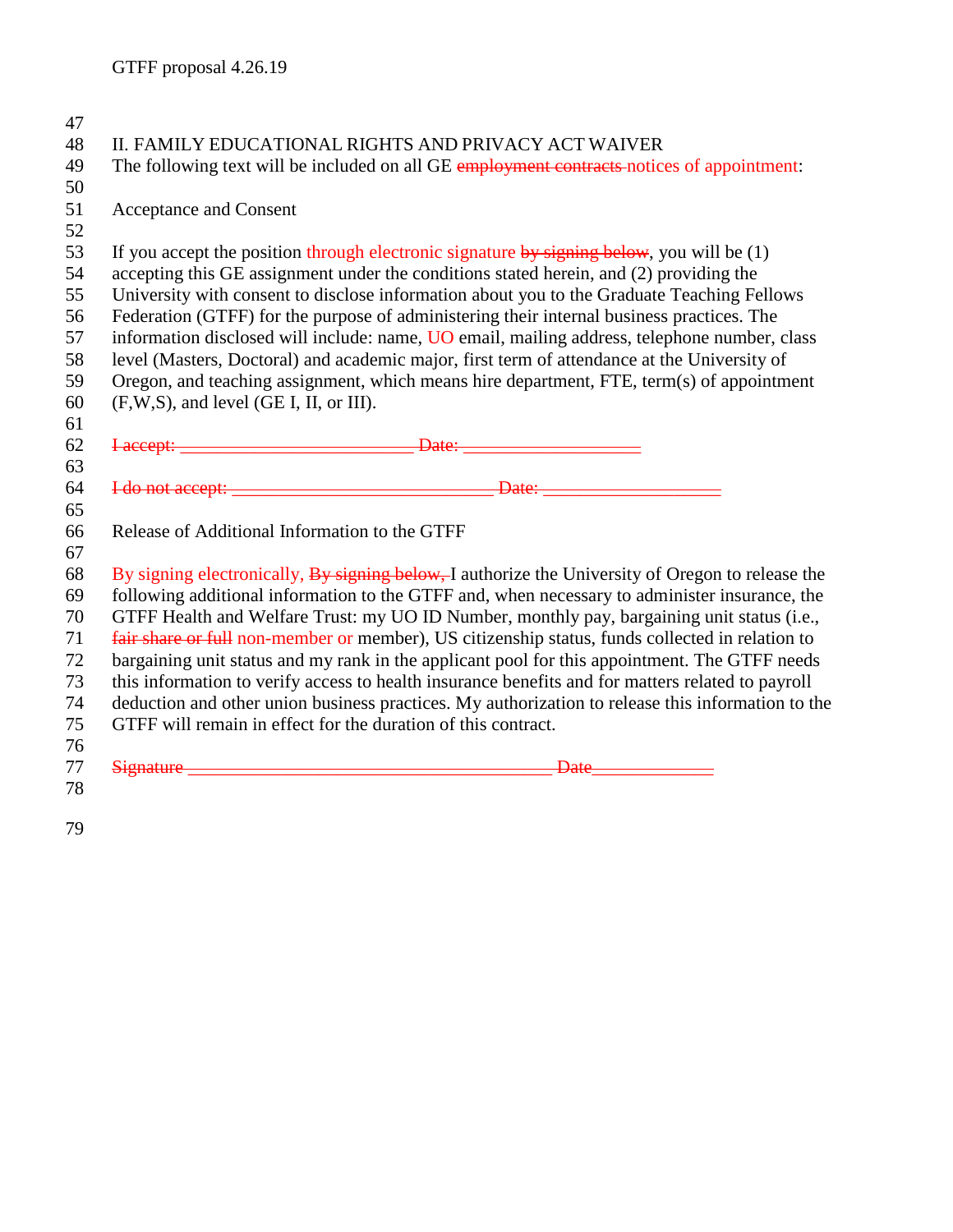II. FAMILY EDUCATIONAL RIGHTS AND PRIVACY ACT WAIVER

The following text will be included on all GE ~~employment contracts~~ notices of appointment:

Acceptance and Consent

If you accept the position through electronic signature ~~by signing below~~, you will be (1) accepting this GE assignment under the conditions stated herein, and (2) providing the University with consent to disclose information about you to the Graduate Teaching Fellows Federation (GTFF) for the purpose of administering their internal business practices. The information disclosed will include: name, UO email, mailing address, telephone number, class level (Masters, Doctoral) and academic major, first term of attendance at the University of Oregon, and teaching assignment, which means hire department, FTE, term(s) of appointment (F,W,S), and level (GE I, II, or III).

~~I accept: _________________________ Date: ___________________~~

~~I do not accept: ____________________________ Date: ___________________~~

Release of Additional Information to the GTFF

By signing electronically, ~~By signing below,~~ I authorize the University of Oregon to release the following additional information to the GTFF and, when necessary to administer insurance, the GTFF Health and Welfare Trust: my UO ID Number, monthly pay, bargaining unit status (i.e., ~~fair share or full~~ non-member or member), US citizenship status, funds collected in relation to bargaining unit status and my rank in the applicant pool for this appointment. The GTFF needs this information to verify access to health insurance benefits and for matters related to payroll deduction and other union business practices. My authorization to release this information to the GTFF will remain in effect for the duration of this contract.

~~Signature _______________________________________ Date_____________~~